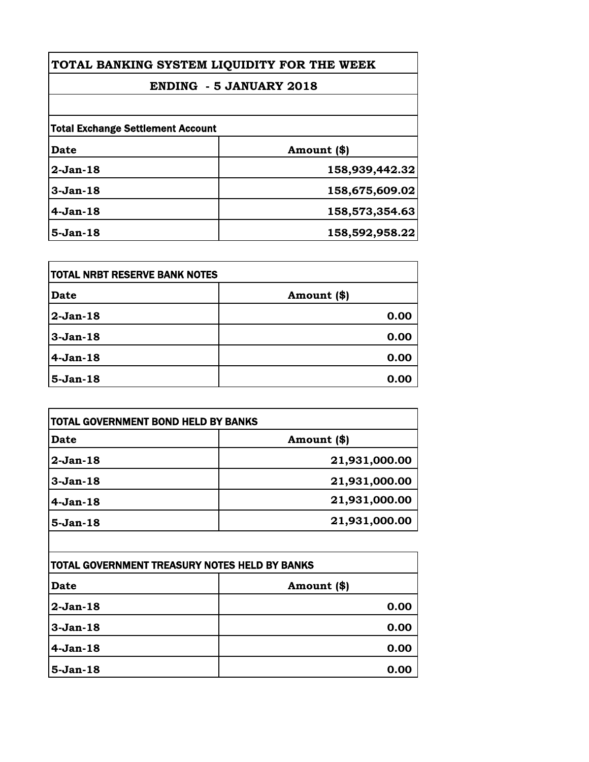# TOTAL BANKING SYSTEM LIQUIDITY FOR THE WEEK

## ENDING - 5 JANUARY 2018

**Total Exchange Settlement Account**

| Date | Amount ($) |
|---|---|
| 2-Jan-18 | 158,939,442.32 |
| 3-Jan-18 | 158,675,609.02 |
| 4-Jan-18 | 158,573,354.63 |
| 5-Jan-18 | 158,592,958.22 |

**TOTAL NRBT RESERVE BANK NOTES**

| Date | Amount ($) |
|---|---|
| 2-Jan-18 | 0.00 |
| 3-Jan-18 | 0.00 |
| 4-Jan-18 | 0.00 |
| 5-Jan-18 | 0.00 |

**TOTAL GOVERNMENT BOND HELD BY BANKS**

| Date | Amount ($) |
|---|---|
| 2-Jan-18 | 21,931,000.00 |
| 3-Jan-18 | 21,931,000.00 |
| 4-Jan-18 | 21,931,000.00 |
| 5-Jan-18 | 21,931,000.00 |

**TOTAL GOVERNMENT TREASURY NOTES HELD BY BANKS**

| Date | Amount ($) |
|---|---|
| 2-Jan-18 | 0.00 |
| 3-Jan-18 | 0.00 |
| 4-Jan-18 | 0.00 |
| 5-Jan-18 | 0.00 |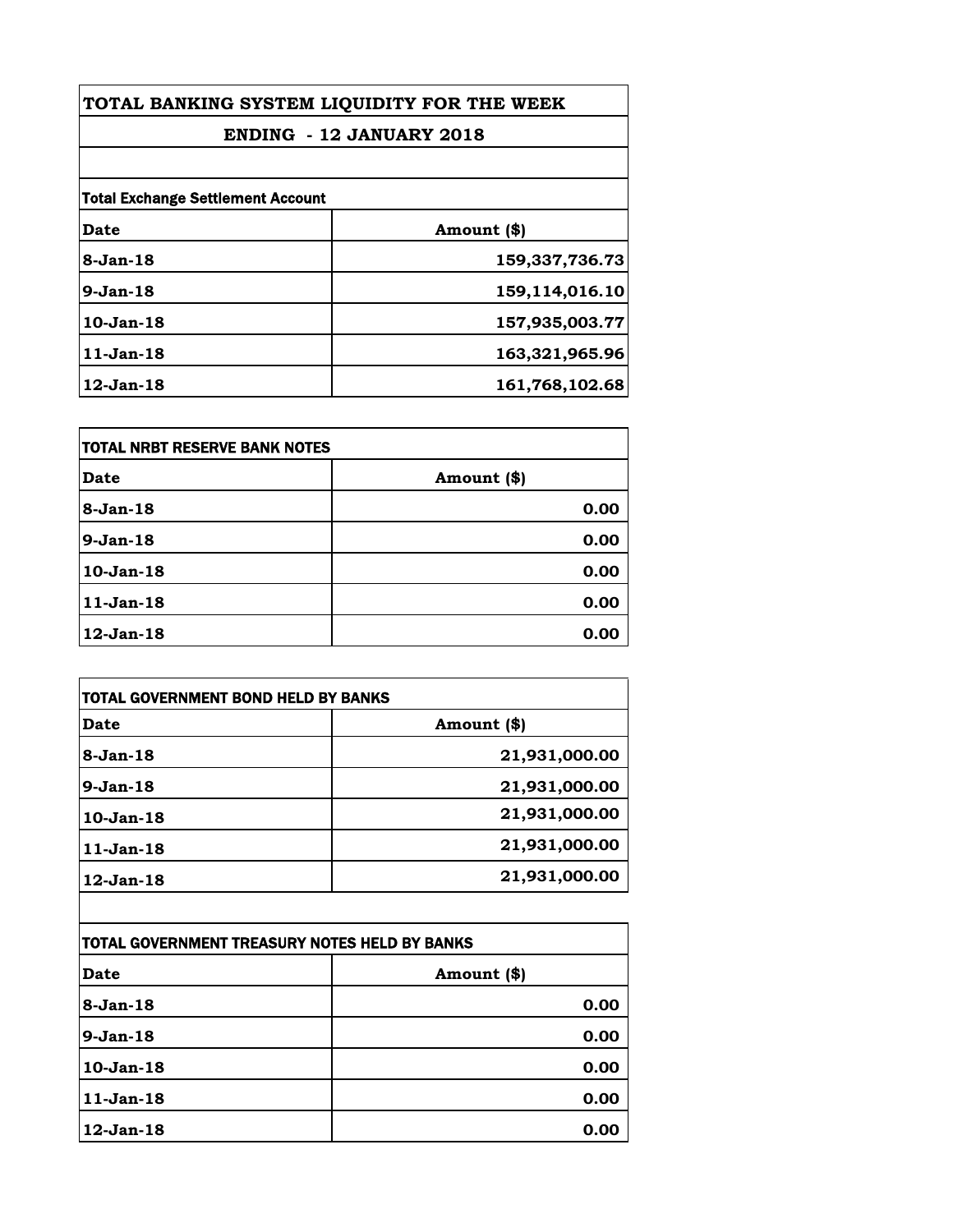# TOTAL BANKING SYSTEM LIQUIDITY FOR THE WEEK

## ENDING - 12 JANUARY 2018

**Total Exchange Settlement Account**

| Date | Amount ($) |
|---|---:|
| 8-Jan-18 | 159,337,736.73 |
| 9-Jan-18 | 159,114,016.10 |
| 10-Jan-18 | 157,935,003.77 |
| 11-Jan-18 | 163,321,965.96 |
| 12-Jan-18 | 161,768,102.68 |

**TOTAL NRBT RESERVE BANK NOTES**

| Date | Amount ($) |
|---|---:|
| 8-Jan-18 | 0.00 |
| 9-Jan-18 | 0.00 |
| 10-Jan-18 | 0.00 |
| 11-Jan-18 | 0.00 |
| 12-Jan-18 | 0.00 |

**TOTAL GOVERNMENT BOND HELD BY BANKS**

| Date | Amount ($) |
|---|---:|
| 8-Jan-18 | 21,931,000.00 |
| 9-Jan-18 | 21,931,000.00 |
| 10-Jan-18 | 21,931,000.00 |
| 11-Jan-18 | 21,931,000.00 |
| 12-Jan-18 | 21,931,000.00 |

**TOTAL GOVERNMENT TREASURY NOTES HELD BY BANKS**

| Date | Amount ($) |
|---|---:|
| 8-Jan-18 | 0.00 |
| 9-Jan-18 | 0.00 |
| 10-Jan-18 | 0.00 |
| 11-Jan-18 | 0.00 |
| 12-Jan-18 | 0.00 |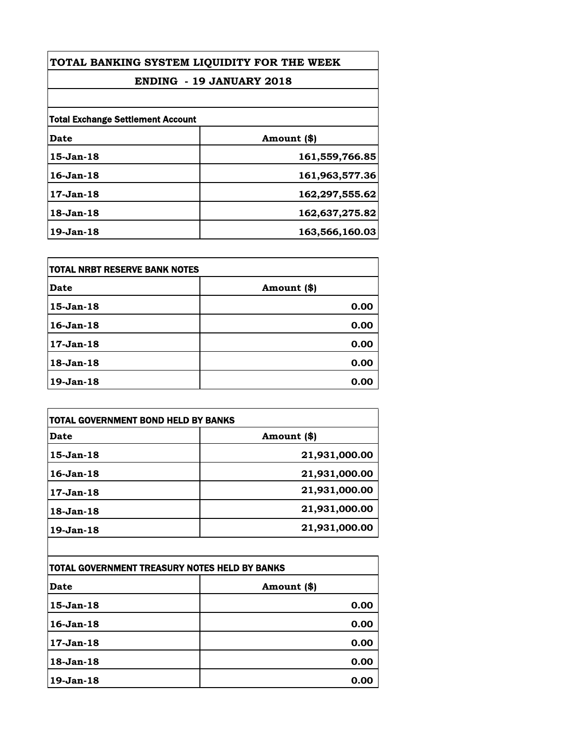# TOTAL BANKING SYSTEM LIQUIDITY FOR THE WEEK

## ENDING - 19 JANUARY 2018

**Total Exchange Settlement Account**

| Date | Amount ($) |
|---|---|
| 15-Jan-18 | 161,559,766.85 |
| 16-Jan-18 | 161,963,577.36 |
| 17-Jan-18 | 162,297,555.62 |
| 18-Jan-18 | 162,637,275.82 |
| 19-Jan-18 | 163,566,160.03 |

**TOTAL NRBT RESERVE BANK NOTES**

| Date | Amount ($) |
|---|---|
| 15-Jan-18 | 0.00 |
| 16-Jan-18 | 0.00 |
| 17-Jan-18 | 0.00 |
| 18-Jan-18 | 0.00 |
| 19-Jan-18 | 0.00 |

**TOTAL GOVERNMENT BOND HELD BY BANKS**

| Date | Amount ($) |
|---|---|
| 15-Jan-18 | 21,931,000.00 |
| 16-Jan-18 | 21,931,000.00 |
| 17-Jan-18 | 21,931,000.00 |
| 18-Jan-18 | 21,931,000.00 |
| 19-Jan-18 | 21,931,000.00 |

**TOTAL GOVERNMENT TREASURY NOTES HELD BY BANKS**

| Date | Amount ($) |
|---|---|
| 15-Jan-18 | 0.00 |
| 16-Jan-18 | 0.00 |
| 17-Jan-18 | 0.00 |
| 18-Jan-18 | 0.00 |
| 19-Jan-18 | 0.00 |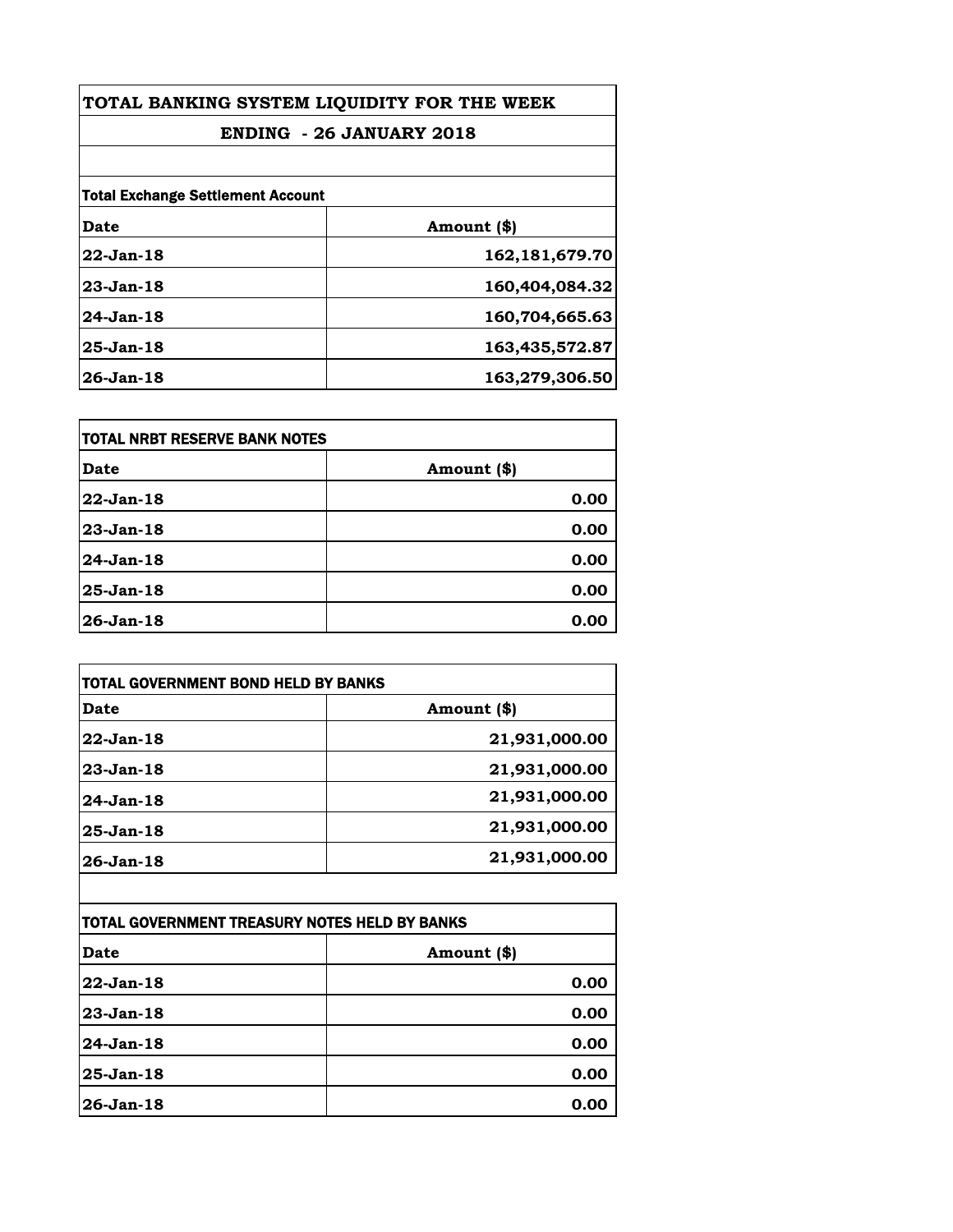# TOTAL BANKING SYSTEM LIQUIDITY FOR THE WEEK

## ENDING - 26 JANUARY 2018

**Total Exchange Settlement Account**

| Date | Amount ($) |
|---|---|
| 22-Jan-18 | 162,181,679.70 |
| 23-Jan-18 | 160,404,084.32 |
| 24-Jan-18 | 160,704,665.63 |
| 25-Jan-18 | 163,435,572.87 |
| 26-Jan-18 | 163,279,306.50 |

**TOTAL NRBT RESERVE BANK NOTES**

| Date | Amount ($) |
|---|---|
| 22-Jan-18 | 0.00 |
| 23-Jan-18 | 0.00 |
| 24-Jan-18 | 0.00 |
| 25-Jan-18 | 0.00 |
| 26-Jan-18 | 0.00 |

**TOTAL GOVERNMENT BOND HELD BY BANKS**

| Date | Amount ($) |
|---|---|
| 22-Jan-18 | 21,931,000.00 |
| 23-Jan-18 | 21,931,000.00 |
| 24-Jan-18 | 21,931,000.00 |
| 25-Jan-18 | 21,931,000.00 |
| 26-Jan-18 | 21,931,000.00 |

**TOTAL GOVERNMENT TREASURY NOTES HELD BY BANKS**

| Date | Amount ($) |
|---|---|
| 22-Jan-18 | 0.00 |
| 23-Jan-18 | 0.00 |
| 24-Jan-18 | 0.00 |
| 25-Jan-18 | 0.00 |
| 26-Jan-18 | 0.00 |